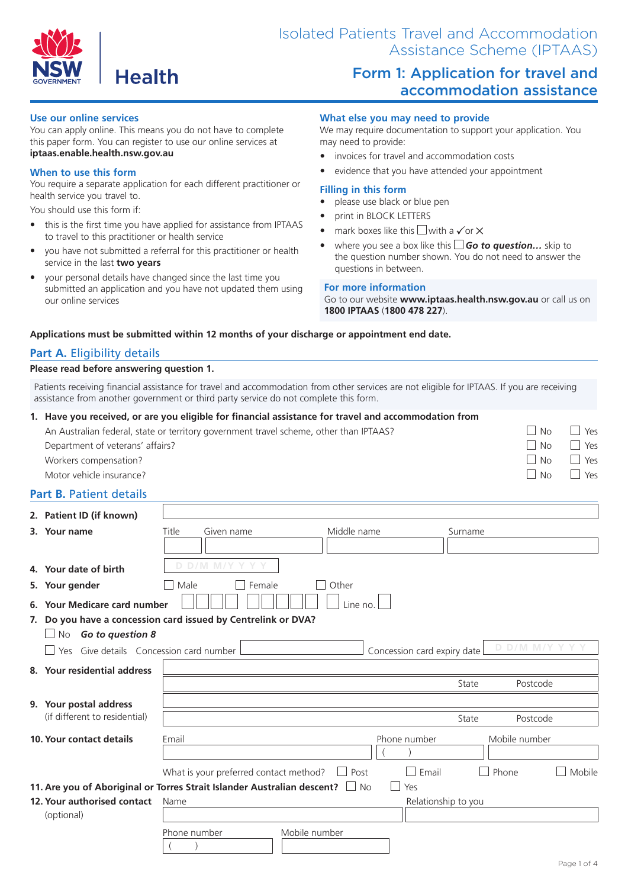# Isolated Patients Travel and Accommodation Assistance Scheme (IPTAAS)

## Form 1: Application for travel and accommodation assistance

NSW Government | Health

### Use our online services

You can apply online. This means you do not have to complete this paper form. You can register to use our online services at **iptaas.enable.health.nsw.gov.au**

### When to use this form

You require a separate application for each different practitioner or health service you travel to.

You should use this form if:

- this is the first time you have applied for assistance from IPTAAS to travel to this practitioner or health service
- you have not submitted a referral for this practitioner or health service in the last **two years**
- your personal details have changed since the last time you submitted an application and you have not updated them using our online services

### What else you may need to provide

We may require documentation to support your application. You may need to provide:

- invoices for travel and accommodation costs
- evidence that you have attended your appointment

### Filling in this form

- please use black or blue pen
- print in BLOCK LETTERS
- mark boxes like this ☐ with a ✓ or ✕
- where you see a box like this ☐ ***Go to question...*** skip to the question number shown. You do not need to answer the questions in between.

### For more information

Go to our website **www.iptaas.health.nsw.gov.au** or call us on **1800 IPTAAS** (**1800 478 227**).

**Applications must be submitted within 12 months of your discharge or appointment end date.**

## Part A. Eligibility details

**Please read before answering question 1.**

Patients receiving financial assistance for travel and accommodation from other services are not eligible for IPTAAS. If you are receiving assistance from another government or third party service do not complete this form.

**1. Have you received, or are you eligible for financial assistance for travel and accommodation from**

| | | |
|---|---|---|
| An Australian federal, state or territory government travel scheme, other than IPTAAS? | ☐ No | ☐ Yes |
| Department of veterans' affairs? | ☐ No | ☐ Yes |
| Workers compensation? | ☐ No | ☐ Yes |
| Motor vehicle insurance? | ☐ No | ☐ Yes |

## Part B. Patient details

**2. Patient ID (if known)** ____________________

**3. Your name** Title ______ Given name ______ Middle name ______ Surname ______

**4. Your date of birth** DD/MM/YYYY

**5. Your gender** ☐ Male ☐ Female ☐ Other

**6. Your Medicare card number** ☐☐☐☐ ☐☐☐☐☐ ☐ Line no. ☐

**7. Do you have a concession card issued by Centrelink or DVA?**

☐ No ***Go to question 8***

☐ Yes Give details Concession card number ______ Concession card expiry date DD/MM/YYYY

**8. Your residential address** ____________________ State ______ Postcode ______

**9. Your postal address** (if different to residential) ____________________ State ______ Postcode ______

**10. Your contact details** Email ______ Phone number ( ) ______ Mobile number ______

What is your preferred contact method? ☐ Post ☐ Email ☐ Phone ☐ Mobile

**11. Are you of Aboriginal or Torres Strait Islander Australian descent?** ☐ No ☐ Yes

**12. Your authorised contact** (optional) Name ______ Relationship to you ______

Phone number ( ) ______ Mobile number ______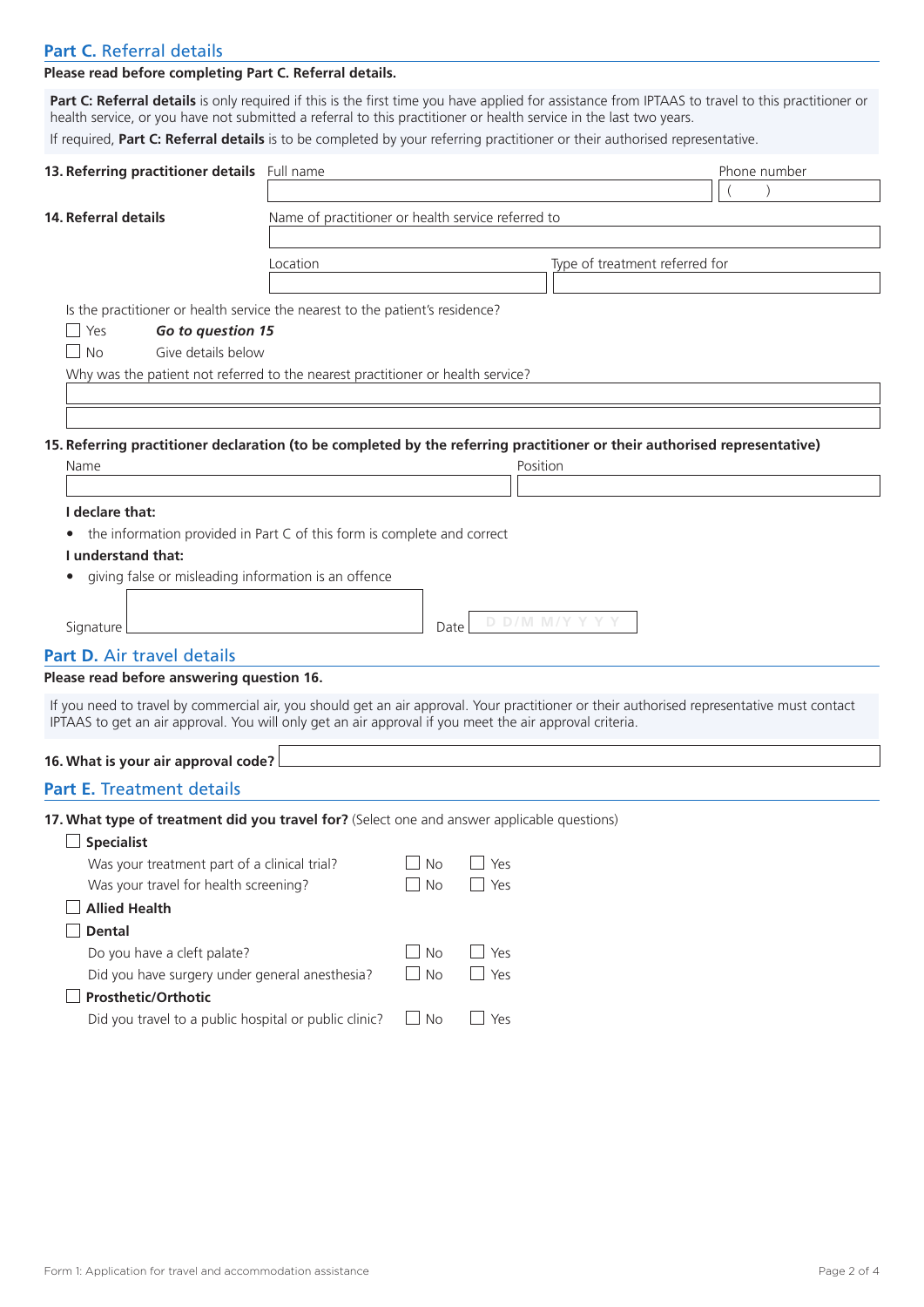## Part C. Referral details

**Please read before completing Part C. Referral details.**

**Part C: Referral details** is only required if this is the first time you have applied for assistance from IPTAAS to travel to this practitioner or health service, or you have not submitted a referral to this practitioner or health service in the last two years.

If required, **Part C: Referral details** is to be completed by your referring practitioner or their authorised representative.

**13. Referring practitioner details** Full name ______ Phone number ( )

**14. Referral details** Name of practitioner or health service referred to ______

Location ______ Type of treatment referred for ______

Is the practitioner or health service the nearest to the patient's residence?

- ☐ Yes ***Go to question 15***
- ☐ No Give details below

Why was the patient not referred to the nearest practitioner or health service?

______

**15. Referring practitioner declaration (to be completed by the referring practitioner or their authorised representative)**

Name ______ Position ______

**I declare that:**

- the information provided in Part C of this form is complete and correct

**I understand that:**

- giving false or misleading information is an offence

Signature ______ Date D D / M M / Y Y Y Y

## Part D. Air travel details

**Please read before answering question 16.**

If you need to travel by commercial air, you should get an air approval. Your practitioner or their authorised representative must contact IPTAAS to get an air approval. You will only get an air approval if you meet the air approval criteria.

**16. What is your air approval code?** ______

## Part E. Treatment details

**17. What type of treatment did you travel for?** (Select one and answer applicable questions)

- ☐ **Specialist**
  - Was your treatment part of a clinical trial? ☐ No ☐ Yes
  - Was your travel for health screening? ☐ No ☐ Yes
- ☐ **Allied Health**
- ☐ **Dental**
  - Do you have a cleft palate? ☐ No ☐ Yes
  - Did you have surgery under general anesthesia? ☐ No ☐ Yes
- ☐ **Prosthetic/Orthotic**
  - Did you travel to a public hospital or public clinic? ☐ No ☐ Yes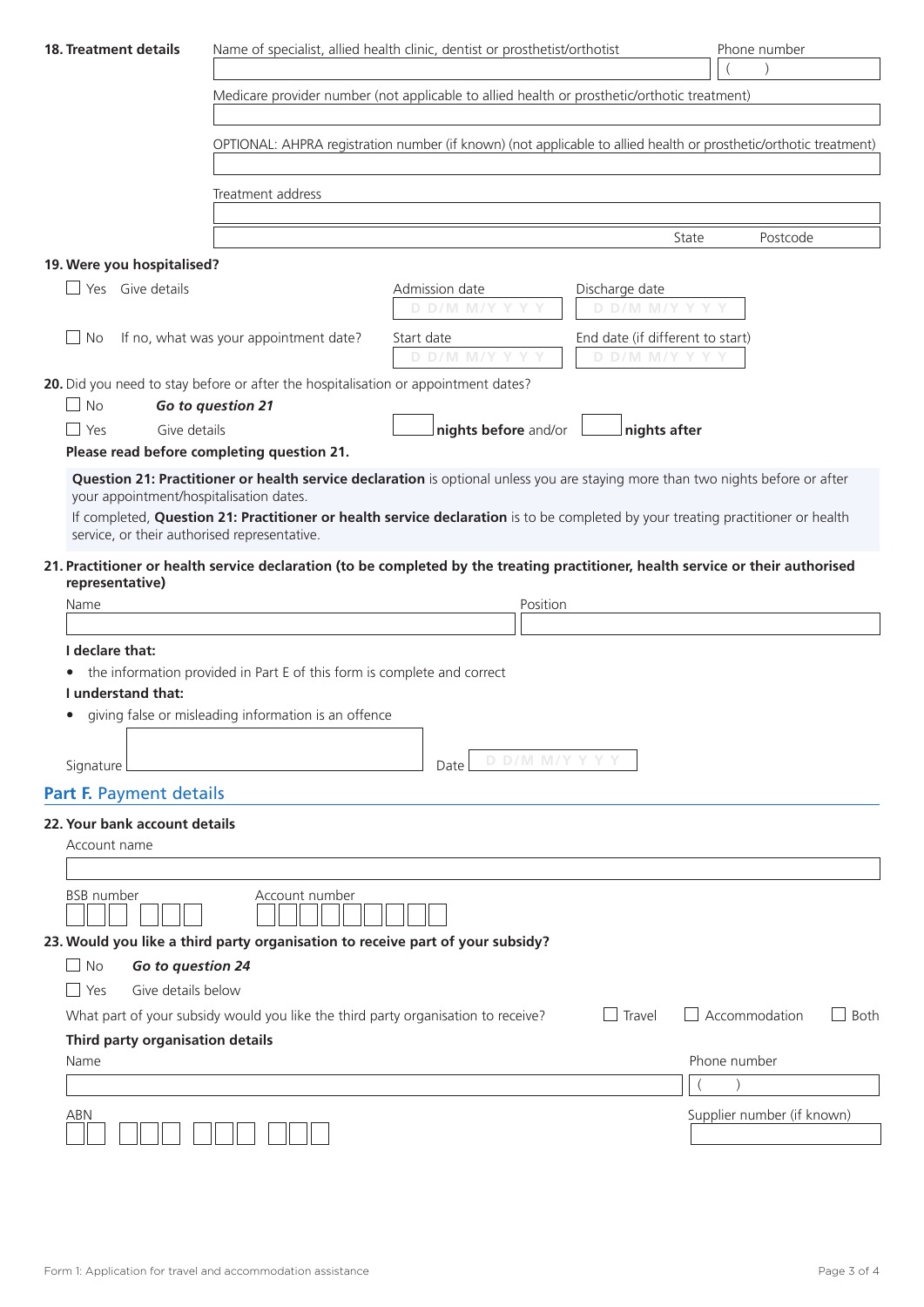**18. Treatment details**

Name of specialist, allied health clinic, dentist or prosthetist/orthotist

Phone number ( )

Medicare provider number (not applicable to allied health or prosthetic/orthotic treatment)

OPTIONAL: AHPRA registration number (if known) (not applicable to allied health or prosthetic/orthotic treatment)

Treatment address

State Postcode

**19. Were you hospitalised?**

☐ Yes Give details — Admission date D D/M M/Y Y Y Y — Discharge date D D/M M/Y Y Y Y

☐ No If no, what was your appointment date? — Start date D D/M M/Y Y Y Y — End date (if different to start) D D/M M/Y Y Y Y

**20.** Did you need to stay before or after the hospitalisation or appointment dates?

☐ No ***Go to question 21***

☐ Yes Give details — **nights before** and/or **nights after**

**Please read before completing question 21.**

**Question 21: Practitioner or health service declaration** is optional unless you are staying more than two nights before or after your appointment/hospitalisation dates.

If completed, **Question 21: Practitioner or health service declaration** is to be completed by your treating practitioner or health service, or their authorised representative.

**21. Practitioner or health service declaration (to be completed by the treating practitioner, health service or their authorised representative)**

Name

Position

**I declare that:**

- the information provided in Part E of this form is complete and correct

**I understand that:**

- giving false or misleading information is an offence

Signature

Date D D/M M/Y Y Y Y

## Part F. Payment details

**22. Your bank account details**

Account name

BSB number

Account number

**23. Would you like a third party organisation to receive part of your subsidy?**

☐ No ***Go to question 24***

☐ Yes Give details below

What part of your subsidy would you like the third party organisation to receive? ☐ Travel ☐ Accommodation ☐ Both

**Third party organisation details**

Name

Phone number ( )

ABN

Supplier number (if known)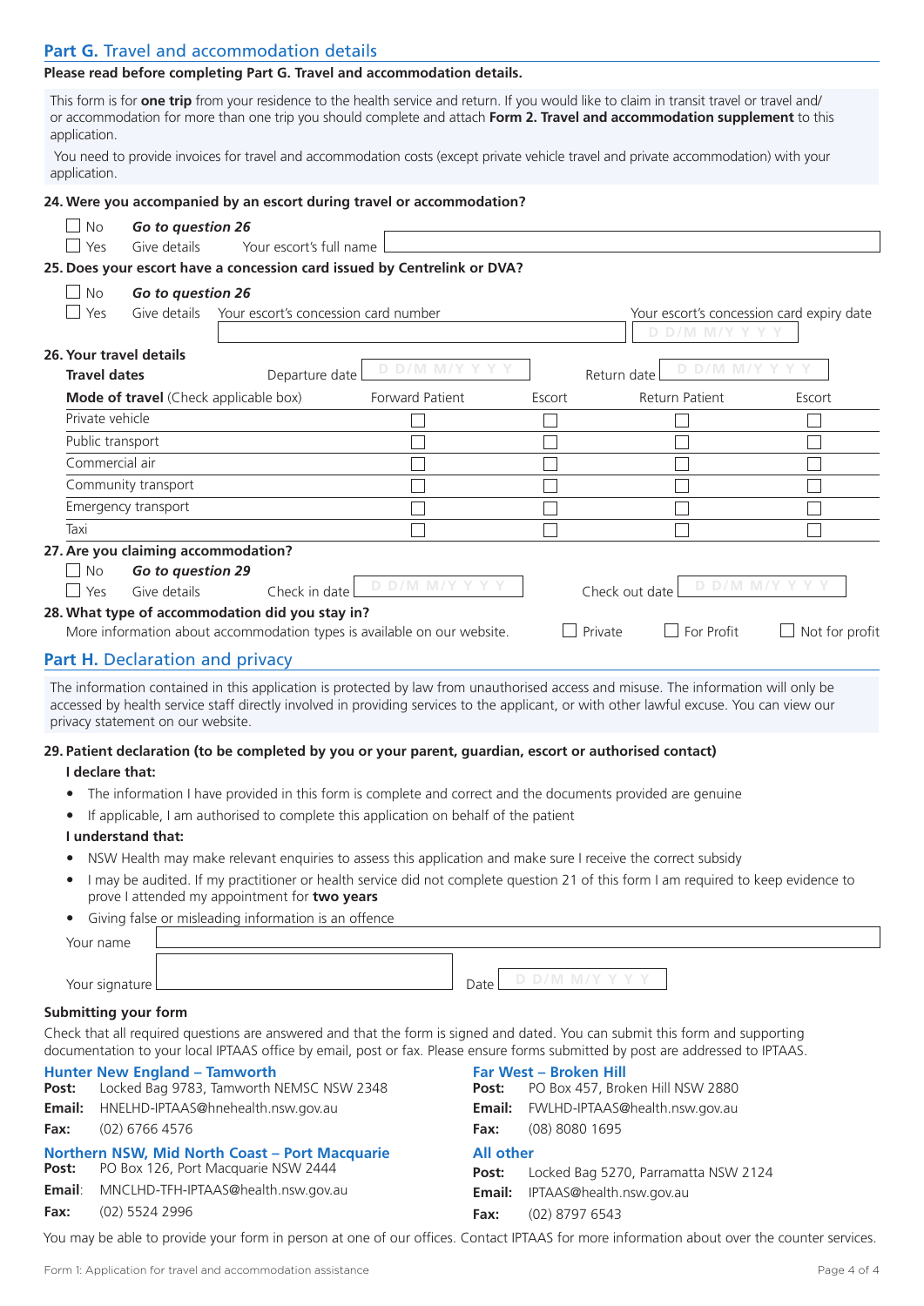## Part G. Travel and accommodation details

**Please read before completing Part G. Travel and accommodation details.**

This form is for **one trip** from your residence to the health service and return. If you would like to claim in transit travel or travel and/or accommodation for more than one trip you should complete and attach **Form 2. Travel and accommodation supplement** to this application.

You need to provide invoices for travel and accommodation costs (except private vehicle travel and private accommodation) with your application.

**24. Were you accompanied by an escort during travel or accommodation?**

☐ No *Go to question 26*

☐ Yes Give details Your escort's full name

**25. Does your escort have a concession card issued by Centrelink or DVA?**

☐ No *Go to question 26*

☐ Yes Give details Your escort's concession card number Your escort's concession card expiry date DD/MM/YYYY

**26. Your travel details**

**Travel dates** Departure date DD/MM/YYYY Return date DD/MM/YYYY

| **Mode of travel** (Check applicable box) | Forward Patient | Escort | Return Patient | Escort |
|---|---|---|---|---|
| Private vehicle | ☐ | ☐ | ☐ | ☐ |
| Public transport | ☐ | ☐ | ☐ | ☐ |
| Commercial air | ☐ | ☐ | ☐ | ☐ |
| Community transport | ☐ | ☐ | ☐ | ☐ |
| Emergency transport | ☐ | ☐ | ☐ | ☐ |
| Taxi | ☐ | ☐ | ☐ | ☐ |

**27. Are you claiming accommodation?**

☐ No *Go to question 29*

☐ Yes Give details Check in date DD/MM/YYYY Check out date DD/MM/YYYY

**28. What type of accommodation did you stay in?**

More information about accommodation types is available on our website. ☐ Private ☐ For Profit ☐ Not for profit

## Part H. Declaration and privacy

The information contained in this application is protected by law from unauthorised access and misuse. The information will only be accessed by health service staff directly involved in providing services to the applicant, or with other lawful excuse. You can view our privacy statement on our website.

**29. Patient declaration (to be completed by you or your parent, guardian, escort or authorised contact)**

**I declare that:**

- The information I have provided in this form is complete and correct and the documents provided are genuine
- If applicable, I am authorised to complete this application on behalf of the patient

**I understand that:**

- NSW Health may make relevant enquiries to assess this application and make sure I receive the correct subsidy
- I may be audited. If my practitioner or health service did not complete question 21 of this form I am required to keep evidence to prove I attended my appointment for **two years**
- Giving false or misleading information is an offence

Your name

Your signature Date DD/MM/YYYY

### Submitting your form

Check that all required questions are answered and that the form is signed and dated. You can submit this form and supporting documentation to your local IPTAAS office by email, post or fax. Please ensure forms submitted by post are addressed to IPTAAS.

**Hunter New England – Tamworth**
**Post:** Locked Bag 9783, Tamworth NEMSC NSW 2348
**Email:** HNELHD-IPTAAS@hnehealth.nsw.gov.au
**Fax:** (02) 6766 4576

**Northern NSW, Mid North Coast – Port Macquarie**
**Post:** PO Box 126, Port Macquarie NSW 2444
**Email:** MNCLHD-TFH-IPTAAS@health.nsw.gov.au
**Fax:** (02) 5524 2996

**Far West – Broken Hill**
**Post:** PO Box 457, Broken Hill NSW 2880
**Email:** FWLHD-IPTAAS@health.nsw.gov.au
**Fax:** (08) 8080 1695

**All other**
**Post:** Locked Bag 5270, Parramatta NSW 2124
**Email:** IPTAAS@health.nsw.gov.au
**Fax:** (02) 8797 6543

You may be able to provide your form in person at one of our offices. Contact IPTAAS for more information about over the counter services.